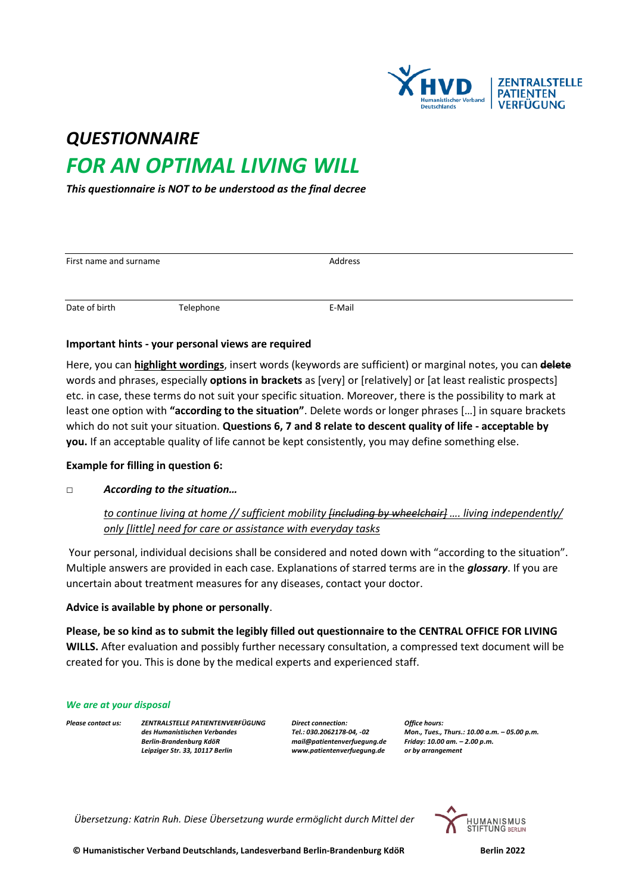# *QUESTIONNAIRE*

# *FOR AN OPTIMAL LIVING WILL*

***This questionnaire is NOT to be understood as the final decree***

| First name and surname | | Address |
|---|---|---|
| Date of birth | Telephone | E-Mail |

**Important hints - your personal views are required**

Here, you can **highlight wordings**, insert words (keywords are sufficient) or marginal notes, you can ~~**delete**~~ words and phrases, especially **options in brackets** as [very] or [relatively] or [at least realistic prospects] etc. in case, these terms do not suit your specific situation. Moreover, there is the possibility to mark at least one option with **"according to the situation"**. Delete words or longer phrases […] in square brackets which do not suit your situation. **Questions 6, 7 and 8 relate to descent quality of life - acceptable by you.** If an acceptable quality of life cannot be kept consistently, you may define something else.

**Example for filling in question 6:**

□ ***According to the situation…***

*to continue living at home // sufficient mobility ~~[including by wheelchair]~~ …. living independently/ only [little] need for care or assistance with everyday tasks*

Your personal, individual decisions shall be considered and noted down with "according to the situation". Multiple answers are provided in each case. Explanations of starred terms are in the ***glossary***. If you are uncertain about treatment measures for any diseases, contact your doctor.

**Advice is available by phone or personally**.

**Please, be so kind as to submit the legibly filled out questionnaire to the CENTRAL OFFICE FOR LIVING WILLS.** After evaluation and possibly further necessary consultation, a compressed text document will be created for you. This is done by the medical experts and experienced staff.

*We are at your disposal*

***Please contact us:***

***ZENTRALSTELLE PATIENTENVERFÜGUNG***
***des Humanistischen Verbandes***
***Berlin-Brandenburg KdöR***
***Leipziger Str. 33, 10117 Berlin***

***Direct connection:***
***Tel.: 030.2062178-04, -02***
***mail@patientenverfuegung.de***
***www.patientenverfuegung.de***

***Office hours:***
***Mon., Tues., Thurs.: 10.00 a.m. – 05.00 p.m.***
***Friday: 10.00 am. – 2.00 p.m.***
***or by arrangement***

*Übersetzung: Katrin Ruh. Diese Übersetzung wurde ermöglicht durch Mittel der* HUMANISMUS STIFTUNG BERLIN

**© Humanistischer Verband Deutschlands, Landesverband Berlin-Brandenburg KdöR** **Berlin 2022**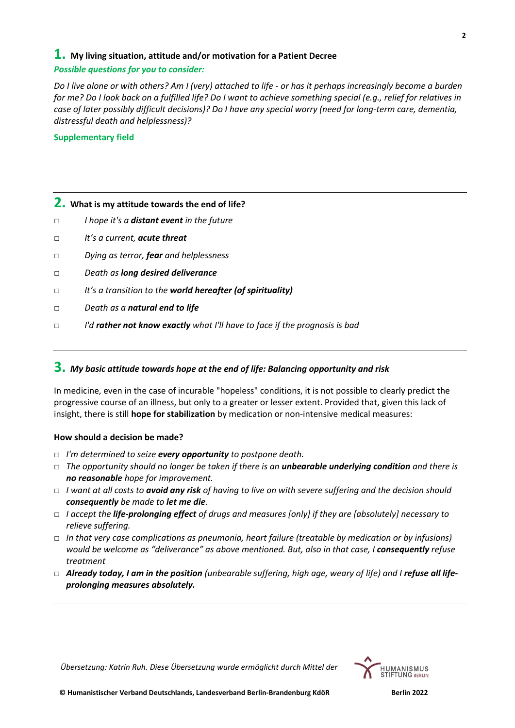## **1.** My living situation, attitude and/or motivation for a Patient Decree

***Possible questions for you to consider:***

*Do I live alone or with others? Am I (very) attached to life - or has it perhaps increasingly become a burden for me? Do I look back on a fulfilled life? Do I want to achieve something special (e.g., relief for relatives in case of later possibly difficult decisions)? Do I have any special worry (need for long-term care, dementia, distressful death and helplessness)?*

**Supplementary field**

---

## **2.** What is my attitude towards the end of life?

- □ *I hope it's a **distant event** in the future*
- □ *It's a current, **acute threat***
- □ *Dying as terror, **fear** and helplessness*
- □ *Death as **long desired deliverance***
- □ *It's a transition to the **world hereafter (of spirituality)***
- □ *Death as a **natural end to life***
- □ *I'd **rather not know exactly** what I'll have to face if the prognosis is bad*

---

## **3.** *My basic attitude towards hope at the end of life: Balancing opportunity and risk*

In medicine, even in the case of incurable "hopeless" conditions, it is not possible to clearly predict the progressive course of an illness, but only to a greater or lesser extent. Provided that, given this lack of insight, there is still **hope for stabilization** by medication or non-intensive medical measures:

**How should a decision be made?**

- □ *I'm determined to seize **every opportunity** to postpone death.*
- □ *The opportunity should no longer be taken if there is an **unbearable underlying condition** and there is **no reasonable** hope for improvement.*
- □ *I want at all costs to **avoid any risk** of having to live on with severe suffering and the decision should **consequently** be made to **let me die**.*
- □ *I accept the **life-prolonging effect** of drugs and measures [only] if they are [absolutely] necessary to relieve suffering.*
- □ *In that very case complications as pneumonia, heart failure (treatable by medication or by infusions) would be welcome as "deliverance" as above mentioned. But, also in that case, I **consequently** refuse treatment*
- □ ***Already today, I am in the position** (unbearable suffering, high age, weary of life) and I **refuse all life-prolonging measures absolutely.***

---

*Übersetzung: Katrin Ruh. Diese Übersetzung wurde ermöglicht durch Mittel der* HUMANISMUS STIFTUNG BERLIN

**© Humanistischer Verband Deutschlands, Landesverband Berlin-Brandenburg KdöR** **Berlin 2022**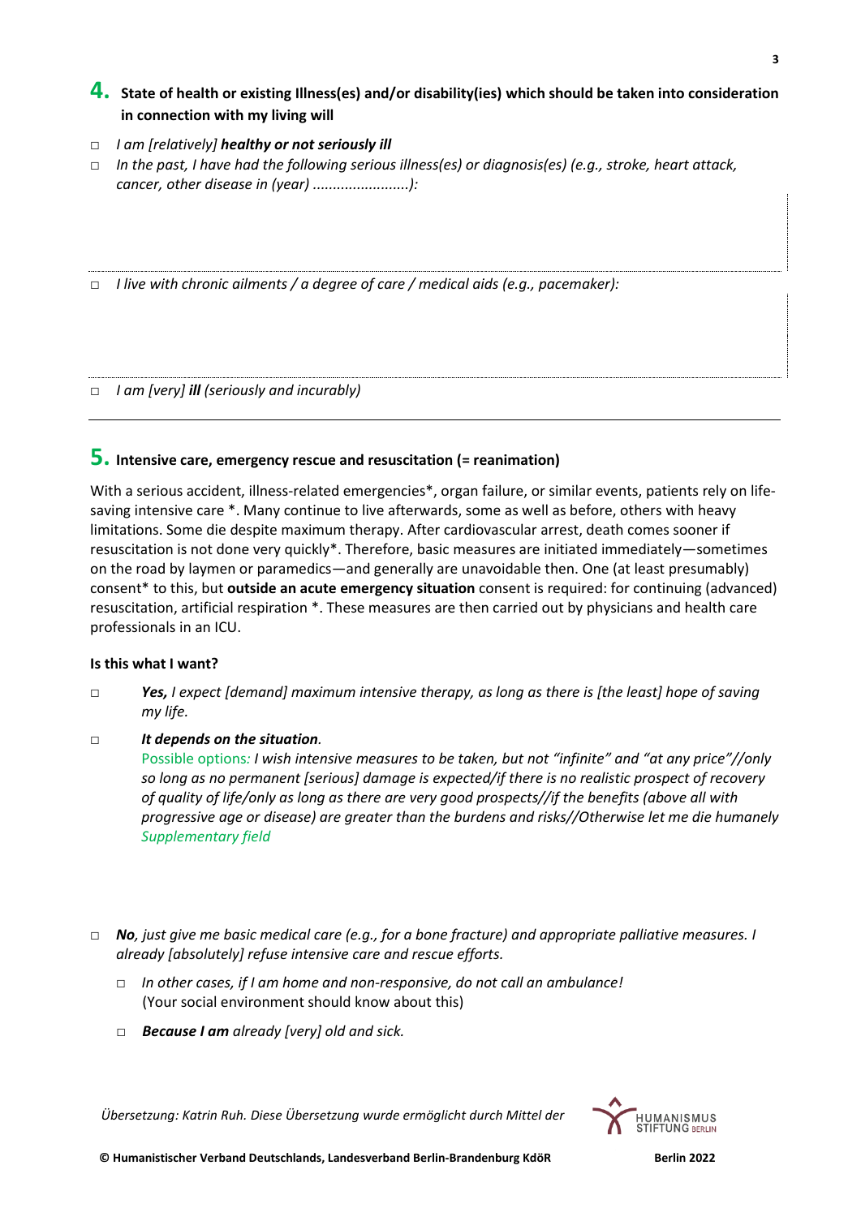## 4. State of health or existing Illness(es) and/or disability(ies) which should be taken into consideration in connection with my living will

- □ *I am [relatively]* ***healthy or not seriously ill***
- □ *In the past, I have had the following serious illness(es) or diagnosis(es) (e.g., stroke, heart attack, cancer, other disease in (year) ........................):*

- □ *I live with chronic ailments / a degree of care / medical aids (e.g., pacemaker):*

- □ *I am [very]* ***ill*** *(seriously and incurably)*

---

## 5. Intensive care, emergency rescue and resuscitation (= reanimation)

With a serious accident, illness-related emergencies*, organ failure, or similar events, patients rely on life-saving intensive care *. Many continue to live afterwards, some as well as before, others with heavy limitations. Some die despite maximum therapy. After cardiovascular arrest, death comes sooner if resuscitation is not done very quickly*. Therefore, basic measures are initiated immediately—sometimes on the road by laymen or paramedics—and generally are unavoidable then. One (at least presumably) consent* to this, but **outside an acute emergency situation** consent is required: for continuing (advanced) resuscitation, artificial respiration *. These measures are then carried out by physicians and health care professionals in an ICU.

**Is this what I want?**

- □ ***Yes,*** *I expect [demand] maximum intensive therapy, as long as there is [the least] hope of saving my life.*

- □ ***It depends on the situation****.*
  Possible options*: I wish intensive measures to be taken, but not "infinite" and "at any price"//only so long as no permanent [serious] damage is expected/if there is no realistic prospect of recovery of quality of life/only as long as there are very good prospects//if the benefits (above all with progressive age or disease) are greater than the burdens and risks//Otherwise let me die humanely*
  *Supplementary field*

- □ ***No****, just give me basic medical care (e.g., for a bone fracture) and appropriate palliative measures. I already [absolutely] refuse intensive care and rescue efforts.*
  - □ *In other cases, if I am home and non-responsive, do not call an ambulance!*
    (Your social environment should know about this)
  - □ ***Because I am*** *already [very] old and sick.*

*Übersetzung: Katrin Ruh. Diese Übersetzung wurde ermöglicht durch Mittel der* HUMANISMUS STIFTUNG BERLIN

**© Humanistischer Verband Deutschlands, Landesverband Berlin-Brandenburg KdöR** **Berlin 2022**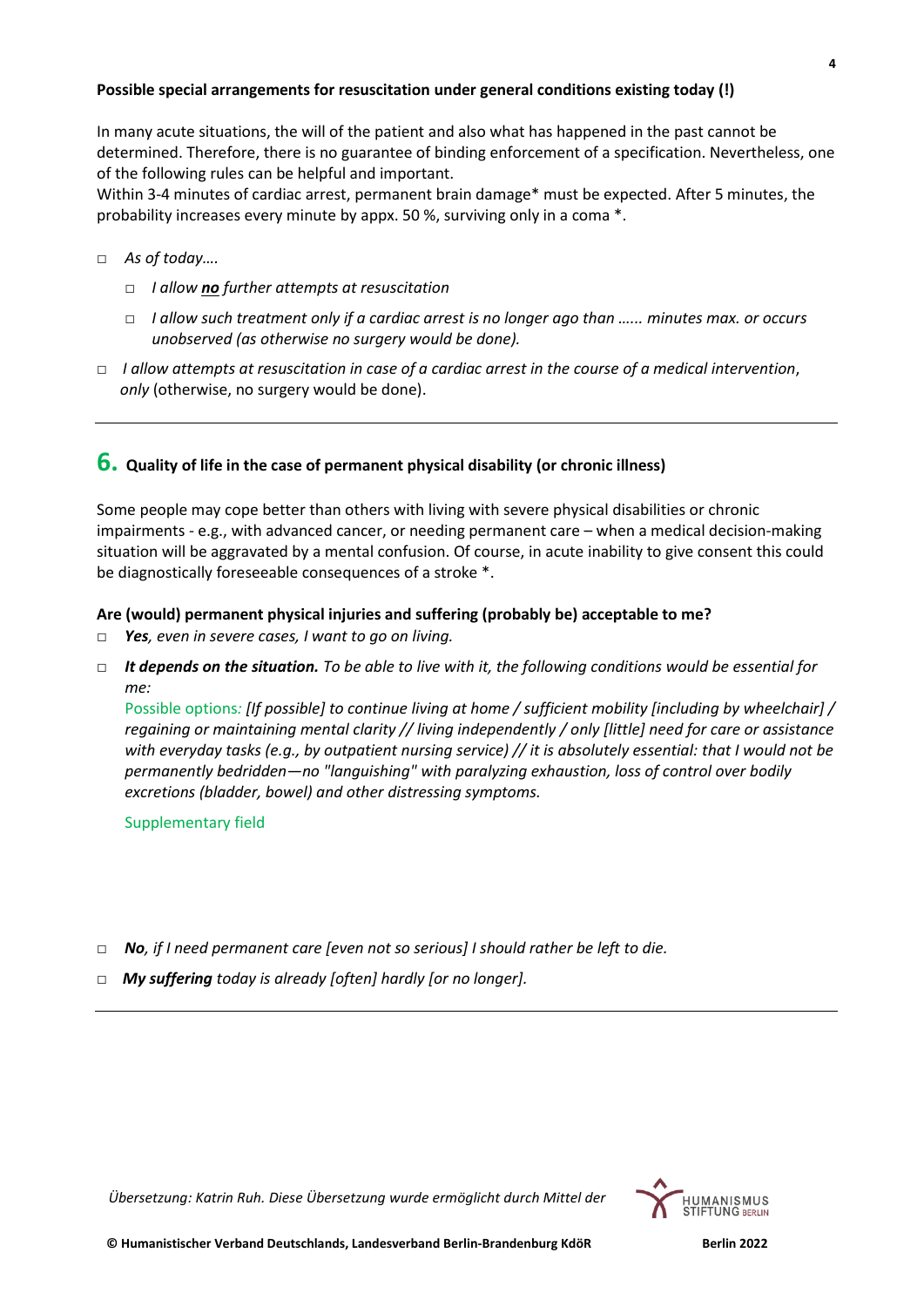**Possible special arrangements for resuscitation under general conditions existing today (!)**

In many acute situations, the will of the patient and also what has happened in the past cannot be determined. Therefore, there is no guarantee of binding enforcement of a specification. Nevertheless, one of the following rules can be helpful and important.
Within 3-4 minutes of cardiac arrest, permanent brain damage* must be expected. After 5 minutes, the probability increases every minute by appx. 50 %, surviving only in a coma *.

- □ *As of today….*
  - □ *I allow* ***no*** *further attempts at resuscitation*
  - □ *I allow such treatment only if a cardiac arrest is no longer ago than …... minutes max. or occurs unobserved (as otherwise no surgery would be done).*
- □ *I allow attempts at resuscitation in case of a cardiac arrest in the course of a medical intervention*, *only* (otherwise, no surgery would be done).

---

## 6. Quality of life in the case of permanent physical disability (or chronic illness)

Some people may cope better than others with living with severe physical disabilities or chronic impairments - e.g., with advanced cancer, or needing permanent care – when a medical decision-making situation will be aggravated by a mental confusion. Of course, in acute inability to give consent this could be diagnostically foreseeable consequences of a stroke *.

**Are (would) permanent physical injuries and suffering (probably be) acceptable to me?**

- □ ***Yes****, even in severe cases, I want to go on living.*
- □ ***It depends on the situation.*** *To be able to live with it, the following conditions would be essential for me:*

  Possible options*: [If possible] to continue living at home / sufficient mobility [including by wheelchair] / regaining or maintaining mental clarity // living independently / only [little] need for care or assistance with everyday tasks (e.g., by outpatient nursing service) // it is absolutely essential: that I would not be permanently bedridden—no "languishing" with paralyzing exhaustion, loss of control over bodily excretions (bladder, bowel) and other distressing symptoms.*

  Supplementary field

- □ ***No****, if I need permanent care [even not so serious] I should rather be left to die.*
- □ ***My suffering*** *today is already [often] hardly [or no longer].*

---

*Übersetzung: Katrin Ruh. Diese Übersetzung wurde ermöglicht durch Mittel der* HUMANISMUS STIFTUNG BERLIN

**© Humanistischer Verband Deutschlands, Landesverband Berlin-Brandenburg KdöR** **Berlin 2022**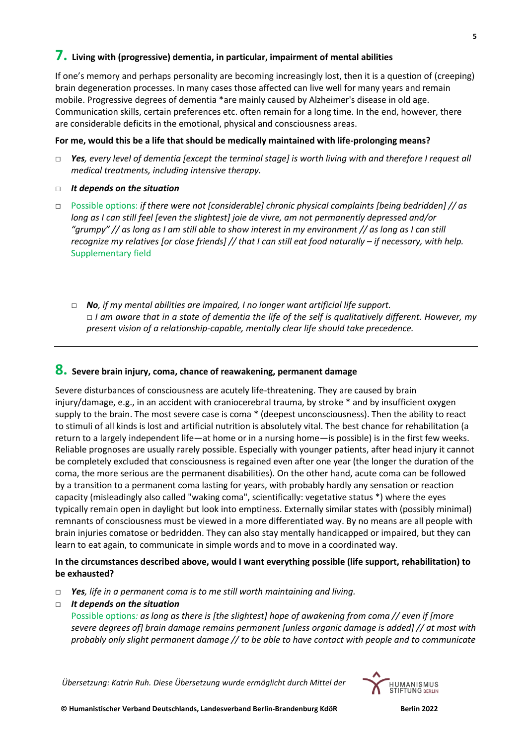## 7. Living with (progressive) dementia, in particular, impairment of mental abilities

If one's memory and perhaps personality are becoming increasingly lost, then it is a question of (creeping) brain degeneration processes. In many cases those affected can live well for many years and remain mobile. Progressive degrees of dementia *are mainly caused by Alzheimer's disease in old age. Communication skills, certain preferences etc. often remain for a long time. In the end, however, there are considerable deficits in the emotional, physical and consciousness areas.

**For me, would this be a life that should be medically maintained with life-prolonging means?**

□ ***Yes****, every level of dementia [except the terminal stage] is worth living with and therefore I request all medical treatments, including intensive therapy.*

□ ***It depends on the situation***

□ Possible options: *if there were not [considerable] chronic physical complaints [being bedridden] // as long as I can still feel [even the slightest] joie de vivre, am not permanently depressed and/or "grumpy" // as long as I am still able to show interest in my environment // as long as I can still recognize my relatives [or close friends] // that I can still eat food naturally – if necessary, with help.* Supplementary field

□ ***No****, if my mental abilities are impaired, I no longer want artificial life support.*
□ *I am aware that in a state of dementia the life of the self is qualitatively different. However, my present vision of a relationship-capable, mentally clear life should take precedence.*

---

## 8. Severe brain injury, coma, chance of reawakening, permanent damage

Severe disturbances of consciousness are acutely life-threatening. They are caused by brain injury/damage, e.g., in an accident with craniocerebral trauma, by stroke * and by insufficient oxygen supply to the brain. The most severe case is coma * (deepest unconsciousness). Then the ability to react to stimuli of all kinds is lost and artificial nutrition is absolutely vital. The best chance for rehabilitation (a return to a largely independent life—at home or in a nursing home—is possible) is in the first few weeks. Reliable prognoses are usually rarely possible. Especially with younger patients, after head injury it cannot be completely excluded that consciousness is regained even after one year (the longer the duration of the coma, the more serious are the permanent disabilities). On the other hand, acute coma can be followed by a transition to a permanent coma lasting for years, with probably hardly any sensation or reaction capacity (misleadingly also called "waking coma", scientifically: vegetative status *) where the eyes typically remain open in daylight but look into emptiness. Externally similar states with (possibly minimal) remnants of consciousness must be viewed in a more differentiated way. By no means are all people with brain injuries comatose or bedridden. They can also stay mentally handicapped or impaired, but they can learn to eat again, to communicate in simple words and to move in a coordinated way.

**In the circumstances described above, would I want everything possible (life support, rehabilitation) to be exhausted?**

□ ***Yes****, life in a permanent coma is to me still worth maintaining and living.*

□ ***It depends on the situation***
Possible options*: as long as there is [the slightest] hope of awakening from coma // even if [more severe degrees of] brain damage remains permanent [unless organic damage is added] // at most with probably only slight permanent damage // to be able to have contact with people and to communicate*

*Übersetzung: Katrin Ruh. Diese Übersetzung wurde ermöglicht durch Mittel der* HUMANISMUS STIFTUNG BERLIN

**© Humanistischer Verband Deutschlands, Landesverband Berlin-Brandenburg KdöR** **Berlin 2022**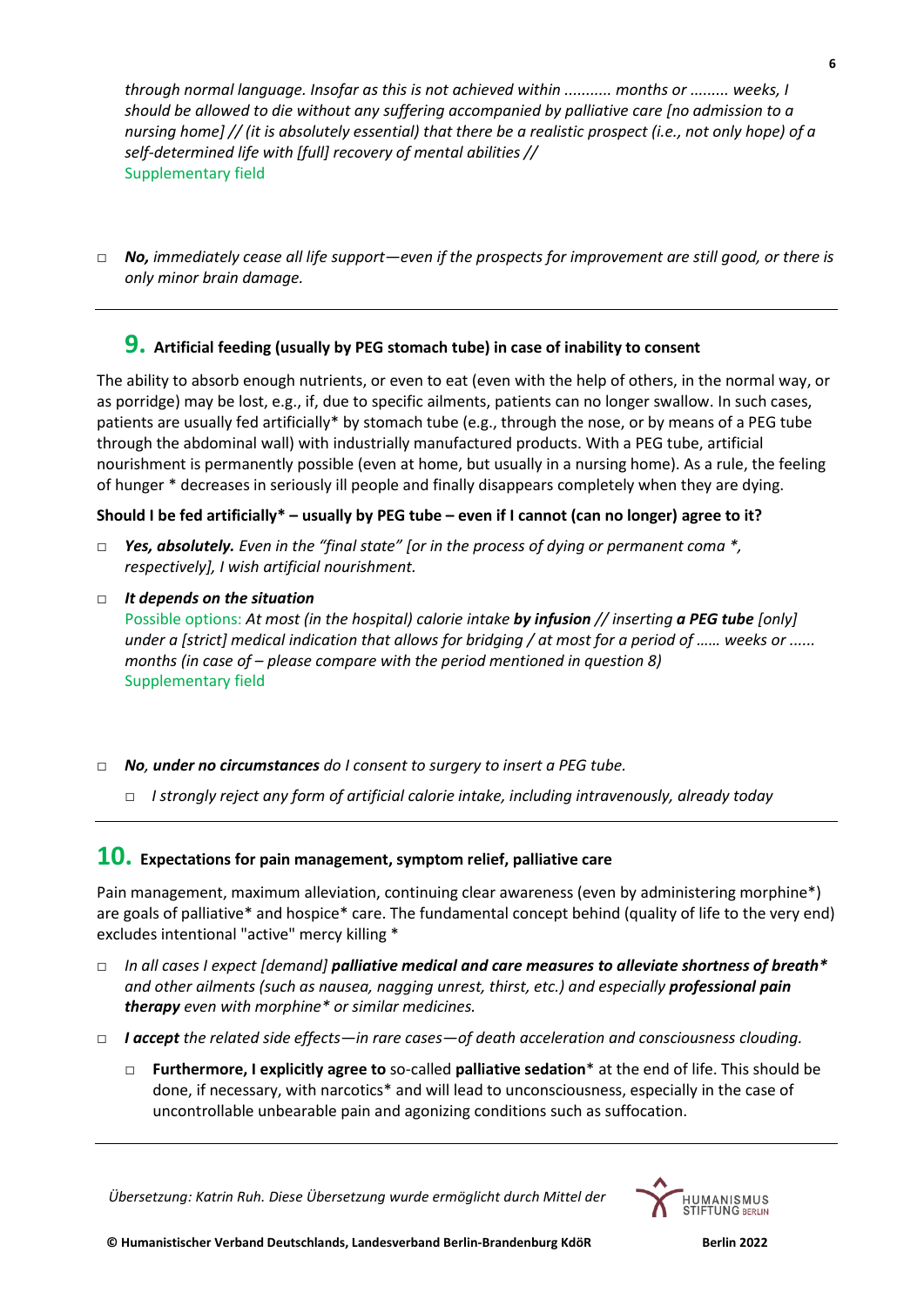*through normal language. Insofar as this is not achieved within ........... months or ......... weeks, I should be allowed to die without any suffering accompanied by palliative care [no admission to a nursing home] // (it is absolutely essential) that there be a realistic prospect (i.e., not only hope) of a self-determined life with [full] recovery of mental abilities //*
Supplementary field

□ ***No,** immediately cease all life support—even if the prospects for improvement are still good, or there is only minor brain damage.*

---

## 9. Artificial feeding (usually by PEG stomach tube) in case of inability to consent

The ability to absorb enough nutrients, or even to eat (even with the help of others, in the normal way, or as porridge) may be lost, e.g., if, due to specific ailments, patients can no longer swallow. In such cases, patients are usually fed artificially* by stomach tube (e.g., through the nose, or by means of a PEG tube through the abdominal wall) with industrially manufactured products. With a PEG tube, artificial nourishment is permanently possible (even at home, but usually in a nursing home). As a rule, the feeling of hunger * decreases in seriously ill people and finally disappears completely when they are dying.

**Should I be fed artificially* – usually by PEG tube – even if I cannot (can no longer) agree to it?**

□ ***Yes, absolutely.** Even in the "final state" [or in the process of dying or permanent coma *, respectively], I wish artificial nourishment.*

□ ***It depends on the situation***
Possible options: *At most (in the hospital) calorie intake **by infusion** // inserting **a PEG tube** [only] under a [strict] medical indication that allows for bridging / at most for a period of …… weeks or ...... months (in case of – please compare with the period mentioned in question 8)*
Supplementary field

□ ***No**, **under no circumstances** do I consent to surgery to insert a PEG tube.*

  □ *I strongly reject any form of artificial calorie intake, including intravenously, already today*

---

## 10. Expectations for pain management, symptom relief, palliative care

Pain management, maximum alleviation, continuing clear awareness (even by administering morphine*) are goals of palliative* and hospice* care. The fundamental concept behind (quality of life to the very end) excludes intentional "active" mercy killing *

□ *In all cases I expect [demand] **palliative medical and care measures to alleviate shortness of breath*** and other ailments (such as nausea, nagging unrest, thirst, etc.) and especially **professional pain therapy** even with morphine* or similar medicines.*

□ ***I accept** the related side effects—in rare cases—of death acceleration and consciousness clouding.*

  □ **Furthermore, I explicitly agree to** so-called **palliative sedation*** at the end of life. This should be done, if necessary, with narcotics* and will lead to unconsciousness, especially in the case of uncontrollable unbearable pain and agonizing conditions such as suffocation.

---

*Übersetzung: Katrin Ruh. Diese Übersetzung wurde ermöglicht durch Mittel der* HUMANISMUS STIFTUNG BERLIN

**© Humanistischer Verband Deutschlands, Landesverband Berlin-Brandenburg KdöR** **Berlin 2022**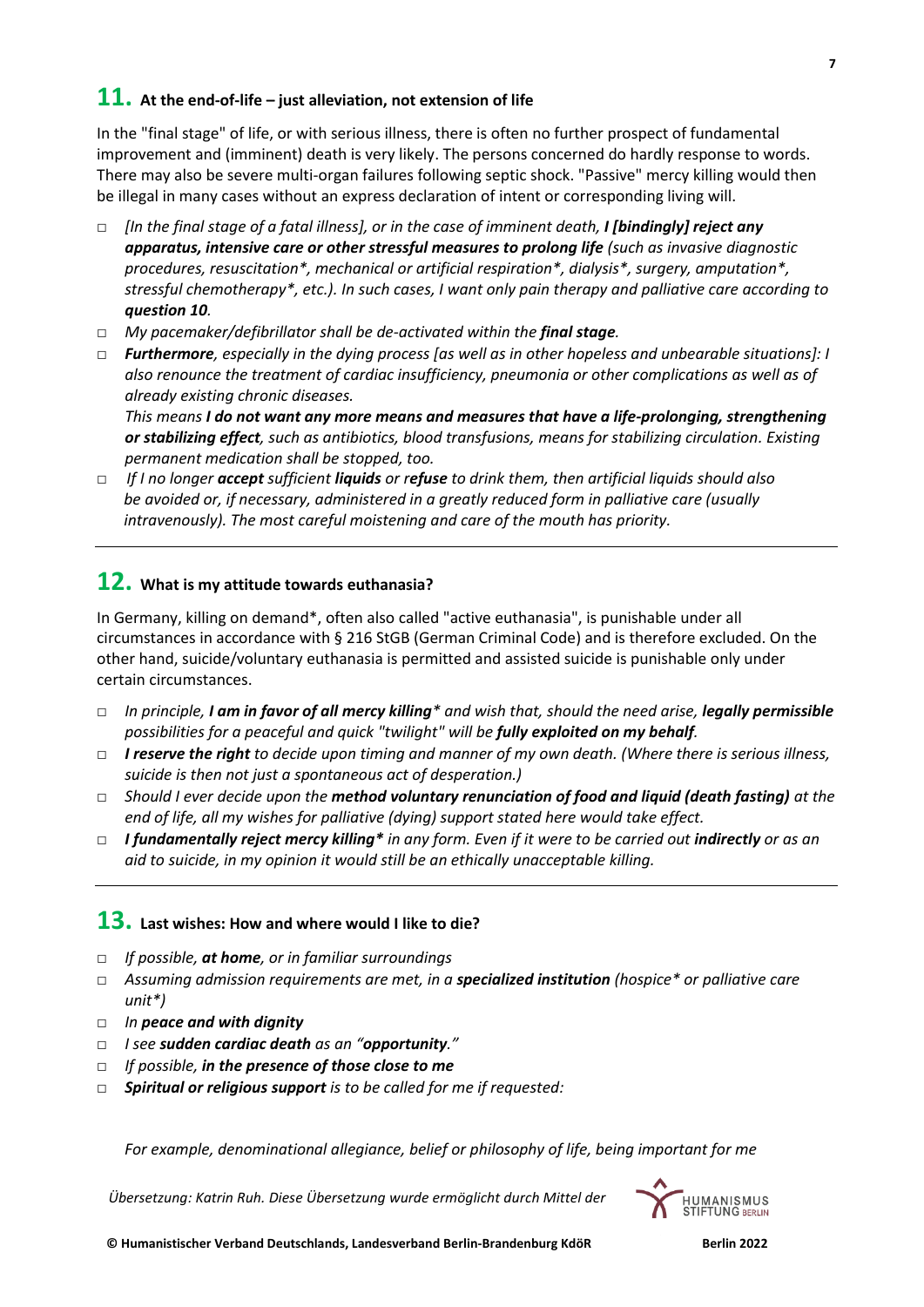## 11. At the end-of-life – just alleviation, not extension of life

In the "final stage" of life, or with serious illness, there is often no further prospect of fundamental improvement and (imminent) death is very likely. The persons concerned do hardly response to words. There may also be severe multi-organ failures following septic shock. "Passive" mercy killing would then be illegal in many cases without an express declaration of intent or corresponding living will.

- □ *[In the final stage of a fatal illness], or in the case of imminent death, **I [bindingly] reject any apparatus, intensive care or other stressful measures to prolong life** (such as invasive diagnostic procedures, resuscitation*, mechanical or artificial respiration*, dialysis*, surgery, amputation*, stressful chemotherapy*, etc.). In such cases, I want only pain therapy and palliative care according to **question 10**.*
- □ *My pacemaker/defibrillator shall be de-activated within the **final stage**.*
- □ ***Furthermore**, especially in the dying process [as well as in other hopeless and unbearable situations]: I also renounce the treatment of cardiac insufficiency, pneumonia or other complications as well as of already existing chronic diseases.*
  *This means **I do not want any more means and measures that have a life-prolonging, strengthening or stabilizing effect**, such as antibiotics, blood transfusions, means for stabilizing circulation. Existing permanent medication shall be stopped, too.*
- □ *If I no longer **accept** sufficient **liquids** or **refuse** to drink them, then artificial liquids should also be avoided or, if necessary, administered in a greatly reduced form in palliative care (usually intravenously). The most careful moistening and care of the mouth has priority.*

## 12. What is my attitude towards euthanasia?

In Germany, killing on demand*, often also called "active euthanasia", is punishable under all circumstances in accordance with § 216 StGB (German Criminal Code) and is therefore excluded. On the other hand, suicide/voluntary euthanasia is permitted and assisted suicide is punishable only under certain circumstances.

- □ *In principle, **I am in favor of all mercy killing*** and wish that, should the need arise, **legally permissible** possibilities for a peaceful and quick "twilight" will be **fully exploited on my behalf**.*
- □ ***I reserve the right** to decide upon timing and manner of my own death. (Where there is serious illness, suicide is then not just a spontaneous act of desperation.)*
- □ *Should I ever decide upon the **method voluntary renunciation of food and liquid (death fasting)** at the end of life, all my wishes for palliative (dying) support stated here would take effect.*
- □ ***I fundamentally reject mercy killing*** in any form. Even if it were to be carried out **indirectly** or as an aid to suicide, in my opinion it would still be an ethically unacceptable killing.*

## 13. Last wishes: How and where would I like to die?

- □ *If possible, **at home**, or in familiar surroundings*
- □ *Assuming admission requirements are met, in a **specialized institution** (hospice* or palliative care unit*)*
- □ *In **peace and with dignity***
- □ *I see **sudden cardiac death** as an "**opportunity**."*
- □ *If possible, **in the presence of those close to me***
- □ ***Spiritual or religious support** is to be called for me if requested:*

*For example, denominational allegiance, belief or philosophy of life, being important for me*

*Übersetzung: Katrin Ruh. Diese Übersetzung wurde ermöglicht durch Mittel der* HUMANISMUS STIFTUNG BERLIN

**© Humanistischer Verband Deutschlands, Landesverband Berlin-Brandenburg KdöR** **Berlin 2022**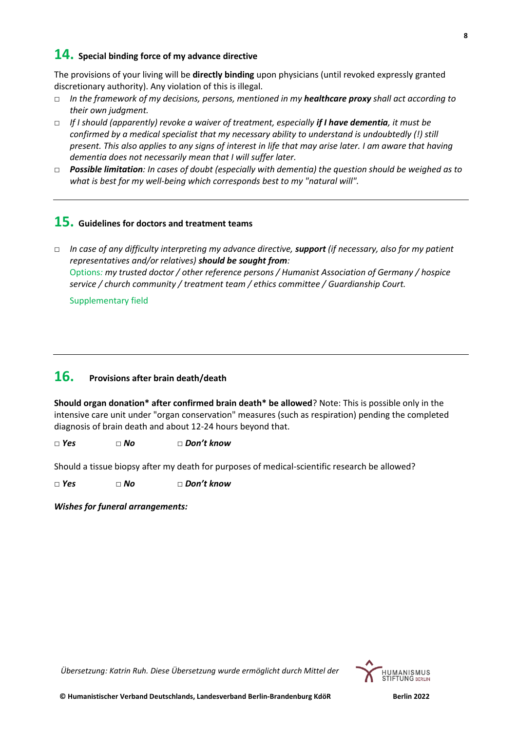## 14. Special binding force of my advance directive

The provisions of your living will be **directly binding** upon physicians (until revoked expressly granted discretionary authority). Any violation of this is illegal.

- □ *In the framework of my decisions, persons, mentioned in my **healthcare proxy** shall act according to their own judgment.*
- □ *If I should (apparently) revoke a waiver of treatment, especially **if I have dementia**, it must be confirmed by a medical specialist that my necessary ability to understand is undoubtedly (!) still present. This also applies to any signs of interest in life that may arise later. I am aware that having dementia does not necessarily mean that I will suffer later.*
- □ ***Possible limitation**: In cases of doubt (especially with dementia) the question should be weighed as to what is best for my well-being which corresponds best to my "natural will".*

---

## 15. Guidelines for doctors and treatment teams

- □ *In case of any difficulty interpreting my advance directive, **support** (if necessary, also for my patient representatives and/or relatives) **should be sought from**:*
  Options: *my trusted doctor / other reference persons / Humanist Association of Germany / hospice service / church community / treatment team / ethics committee / Guardianship Court.*

  Supplementary field

---

## 16. Provisions after brain death/death

**Should organ donation* after confirmed brain death* be allowed**? Note: This is possible only in the intensive care unit under "organ conservation" measures (such as respiration) pending the completed diagnosis of brain death and about 12-24 hours beyond that.

□ ***Yes*** □ ***No*** □ ***Don't know***

Should a tissue biopsy after my death for purposes of medical-scientific research be allowed?

□ ***Yes*** □ ***No*** □ ***Don't know***

***Wishes for funeral arrangements:***

*Übersetzung: Katrin Ruh. Diese Übersetzung wurde ermöglicht durch Mittel der* HUMANISMUS STIFTUNG BERLIN

**© Humanistischer Verband Deutschlands, Landesverband Berlin-Brandenburg KdöR** **Berlin 2022**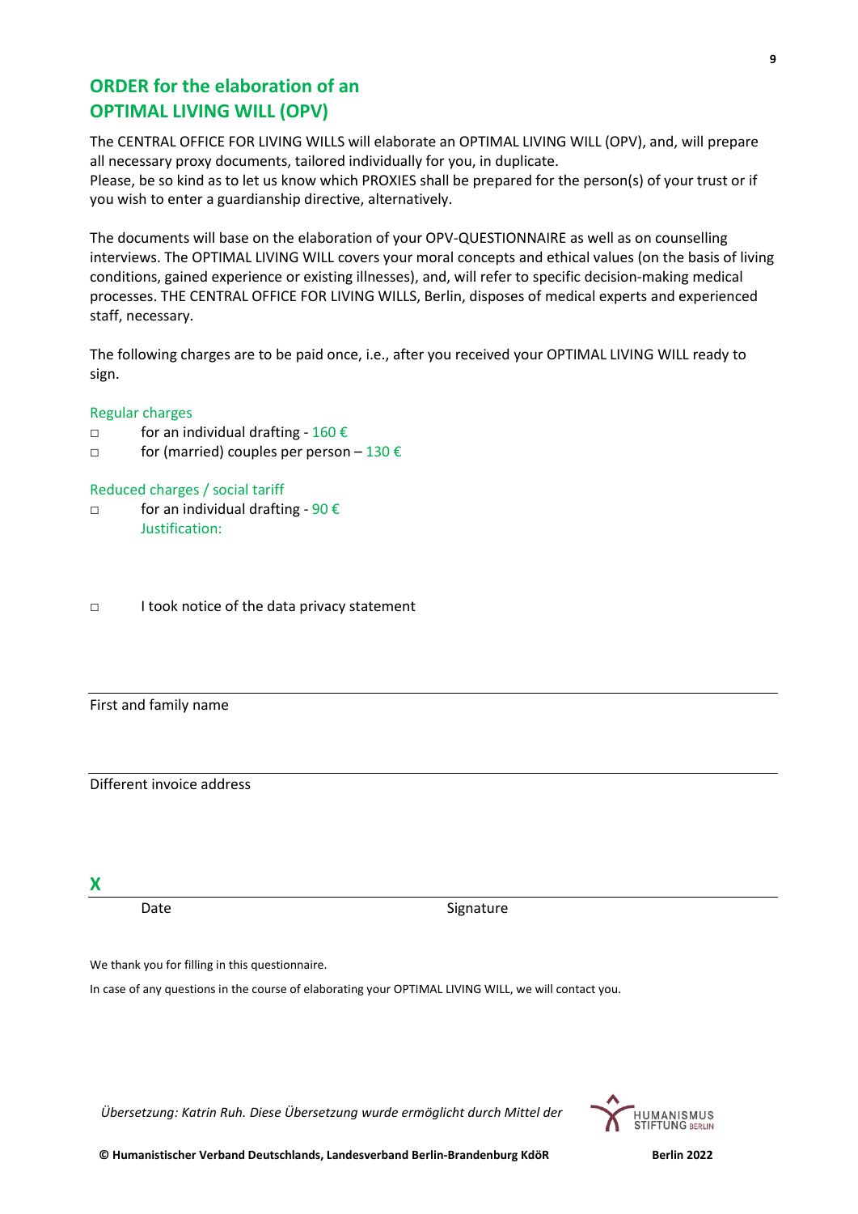## ORDER for the elaboration of an OPTIMAL LIVING WILL (OPV)

The CENTRAL OFFICE FOR LIVING WILLS will elaborate an OPTIMAL LIVING WILL (OPV), and, will prepare all necessary proxy documents, tailored individually for you, in duplicate.
Please, be so kind as to let us know which PROXIES shall be prepared for the person(s) of your trust or if you wish to enter a guardianship directive, alternatively.

The documents will base on the elaboration of your OPV-QUESTIONNAIRE as well as on counselling interviews. The OPTIMAL LIVING WILL covers your moral concepts and ethical values (on the basis of living conditions, gained experience or existing illnesses), and, will refer to specific decision-making medical processes. THE CENTRAL OFFICE FOR LIVING WILLS, Berlin, disposes of medical experts and experienced staff, necessary.

The following charges are to be paid once, i.e., after you received your OPTIMAL LIVING WILL ready to sign.

Regular charges

□ for an individual drafting - 160 €

□ for (married) couples per person – 130 €

Reduced charges / social tariff

□ for an individual drafting - 90 €
Justification:

□ I took notice of the data privacy statement

First and family name

Different invoice address

**X**

Date Signature

We thank you for filling in this questionnaire.

In case of any questions in the course of elaborating your OPTIMAL LIVING WILL, we will contact you.

*Übersetzung: Katrin Ruh. Diese Übersetzung wurde ermöglicht durch Mittel der*

HUMANISMUS STIFTUNG BERLIN

**© Humanistischer Verband Deutschlands, Landesverband Berlin-Brandenburg KdöR** **Berlin 2022**